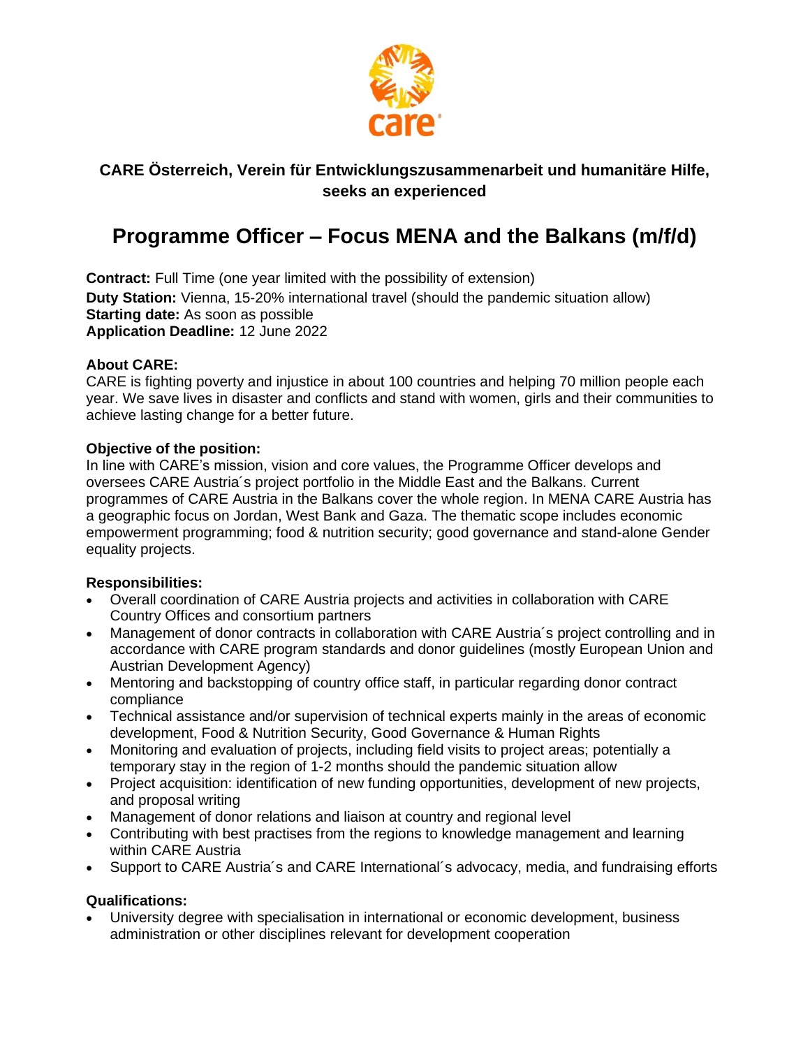**CARE Österreich, Verein für Entwicklungszusammenarbeit und humanitäre Hilfe, seeks an experienced**

# Programme Officer – Focus MENA and the Balkans (m/f/d)

**Contract:** Full Time (one year limited with the possibility of extension)
**Duty Station:** Vienna, 15-20% international travel (should the pandemic situation allow)
**Starting date:** As soon as possible
**Application Deadline:** 12 June 2022

**About CARE:**
CARE is fighting poverty and injustice in about 100 countries and helping 70 million people each year. We save lives in disaster and conflicts and stand with women, girls and their communities to achieve lasting change for a better future.

**Objective of the position:**
In line with CARE's mission, vision and core values, the Programme Officer develops and oversees CARE Austria´s project portfolio in the Middle East and the Balkans. Current programmes of CARE Austria in the Balkans cover the whole region. In MENA CARE Austria has a geographic focus on Jordan, West Bank and Gaza. The thematic scope includes economic empowerment programming; food & nutrition security; good governance and stand-alone Gender equality projects.

**Responsibilities:**

- Overall coordination of CARE Austria projects and activities in collaboration with CARE Country Offices and consortium partners
- Management of donor contracts in collaboration with CARE Austria´s project controlling and in accordance with CARE program standards and donor guidelines (mostly European Union and Austrian Development Agency)
- Mentoring and backstopping of country office staff, in particular regarding donor contract compliance
- Technical assistance and/or supervision of technical experts mainly in the areas of economic development, Food & Nutrition Security, Good Governance & Human Rights
- Monitoring and evaluation of projects, including field visits to project areas; potentially a temporary stay in the region of 1-2 months should the pandemic situation allow
- Project acquisition: identification of new funding opportunities, development of new projects, and proposal writing
- Management of donor relations and liaison at country and regional level
- Contributing with best practises from the regions to knowledge management and learning within CARE Austria
- Support to CARE Austria´s and CARE International´s advocacy, media, and fundraising efforts

**Qualifications:**

- University degree with specialisation in international or economic development, business administration or other disciplines relevant for development cooperation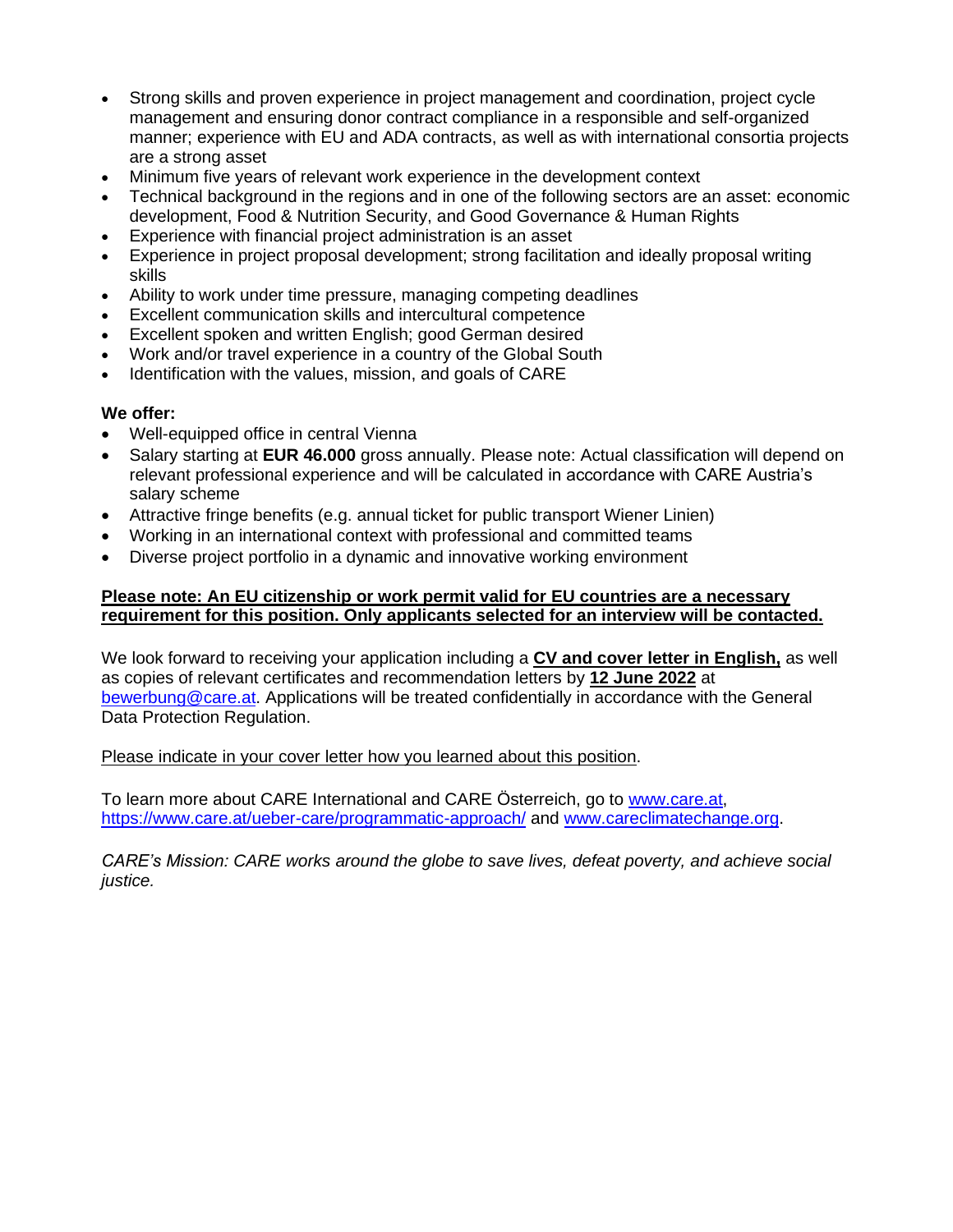- Strong skills and proven experience in project management and coordination, project cycle management and ensuring donor contract compliance in a responsible and self-organized manner; experience with EU and ADA contracts, as well as with international consortia projects are a strong asset
- Minimum five years of relevant work experience in the development context
- Technical background in the regions and in one of the following sectors are an asset: economic development, Food & Nutrition Security, and Good Governance & Human Rights
- Experience with financial project administration is an asset
- Experience in project proposal development; strong facilitation and ideally proposal writing skills
- Ability to work under time pressure, managing competing deadlines
- Excellent communication skills and intercultural competence
- Excellent spoken and written English; good German desired
- Work and/or travel experience in a country of the Global South
- Identification with the values, mission, and goals of CARE

**We offer:**

- Well-equipped office in central Vienna
- Salary starting at **EUR 46.000** gross annually. Please note: Actual classification will depend on relevant professional experience and will be calculated in accordance with CARE Austria's salary scheme
- Attractive fringe benefits (e.g. annual ticket for public transport Wiener Linien)
- Working in an international context with professional and committed teams
- Diverse project portfolio in a dynamic and innovative working environment

**Please note: An EU citizenship or work permit valid for EU countries are a necessary requirement for this position. Only applicants selected for an interview will be contacted.**

We look forward to receiving your application including a **CV and cover letter in English,** as well as copies of relevant certificates and recommendation letters by **12 June 2022** at bewerbung@care.at. Applications will be treated confidentially in accordance with the General Data Protection Regulation.

Please indicate in your cover letter how you learned about this position.

To learn more about CARE International and CARE Österreich, go to www.care.at, https://www.care.at/ueber-care/programmatic-approach/ and www.careclimatechange.org.

*CARE's Mission: CARE works around the globe to save lives, defeat poverty, and achieve social justice.*